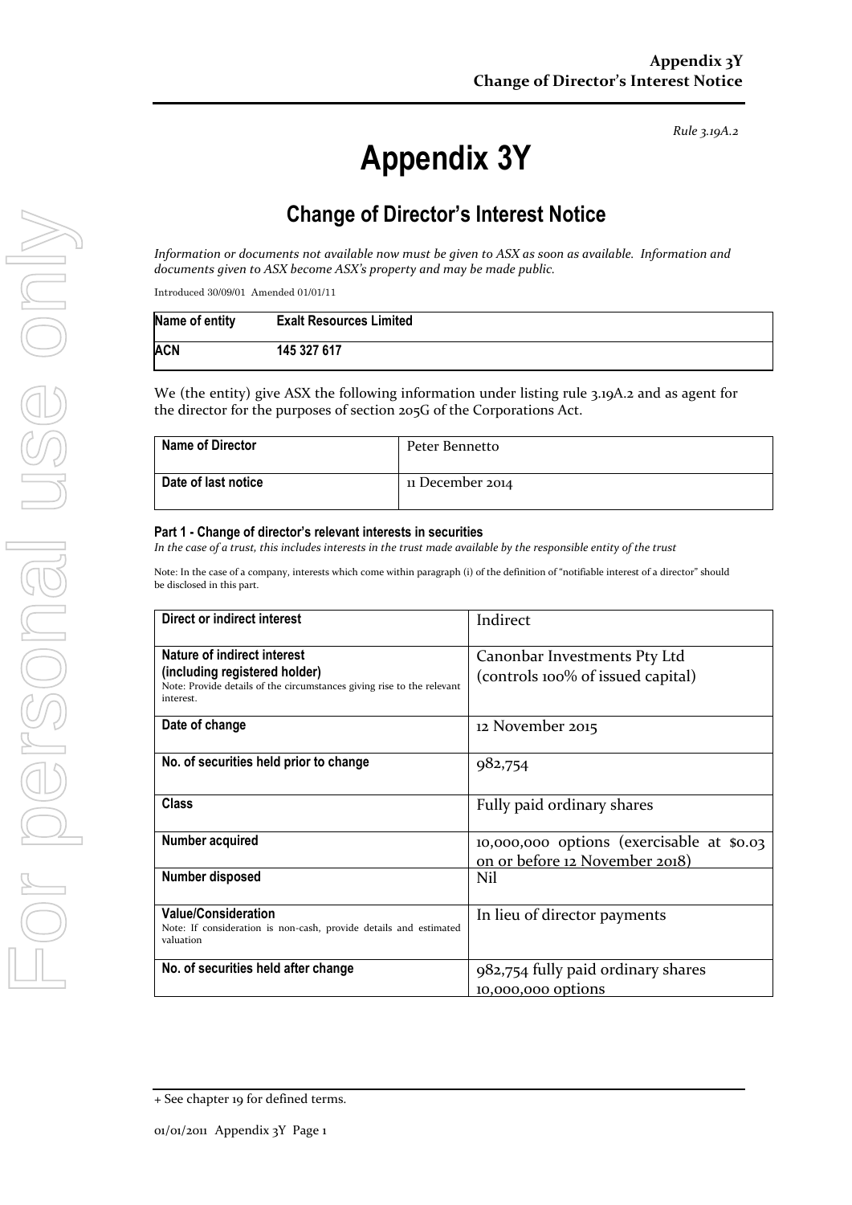*Rule 3.19A.2*

# Appendix 3Y

## Change of Director's Interest Notice

*Information or documents not available now must be given to ASX as soon as available. Information and documents given to ASX become ASX's property and may be made public.*

Introduced 30/09/01 Amended 01/01/11

| **Name of entity** | **Exalt Resources Limited** |
|---|---|
| **ACN** | **145 327 617** |

We (the entity) give ASX the following information under listing rule 3.19A.2 and as agent for the director for the purposes of section 205G of the Corporations Act.

| **Name of Director** | Peter Bennetto |
|---|---|
| **Date of last notice** | 11 December 2014 |

### Part 1 - Change of director's relevant interests in securities

*In the case of a trust, this includes interests in the trust made available by the responsible entity of the trust*

Note: In the case of a company, interests which come within paragraph (i) of the definition of "notifiable interest of a director" should be disclosed in this part.

| **Direct or indirect interest** | Indirect |
|---|---|
| **Nature of indirect interest (including registered holder)**<br>Note: Provide details of the circumstances giving rise to the relevant interest. | Canonbar Investments Pty Ltd<br>(controls 100% of issued capital) |
| **Date of change** | 12 November 2015 |
| **No. of securities held prior to change** | 982,754 |
| **Class** | Fully paid ordinary shares |
| **Number acquired** | 10,000,000 options (exercisable at $0.03 on or before 12 November 2018) |
| **Number disposed** | Nil |
| **Value/Consideration**<br>Note: If consideration is non-cash, provide details and estimated valuation | In lieu of director payments |
| **No. of securities held after change** | 982,754 fully paid ordinary shares<br>10,000,000 options |

+ See chapter 19 for defined terms.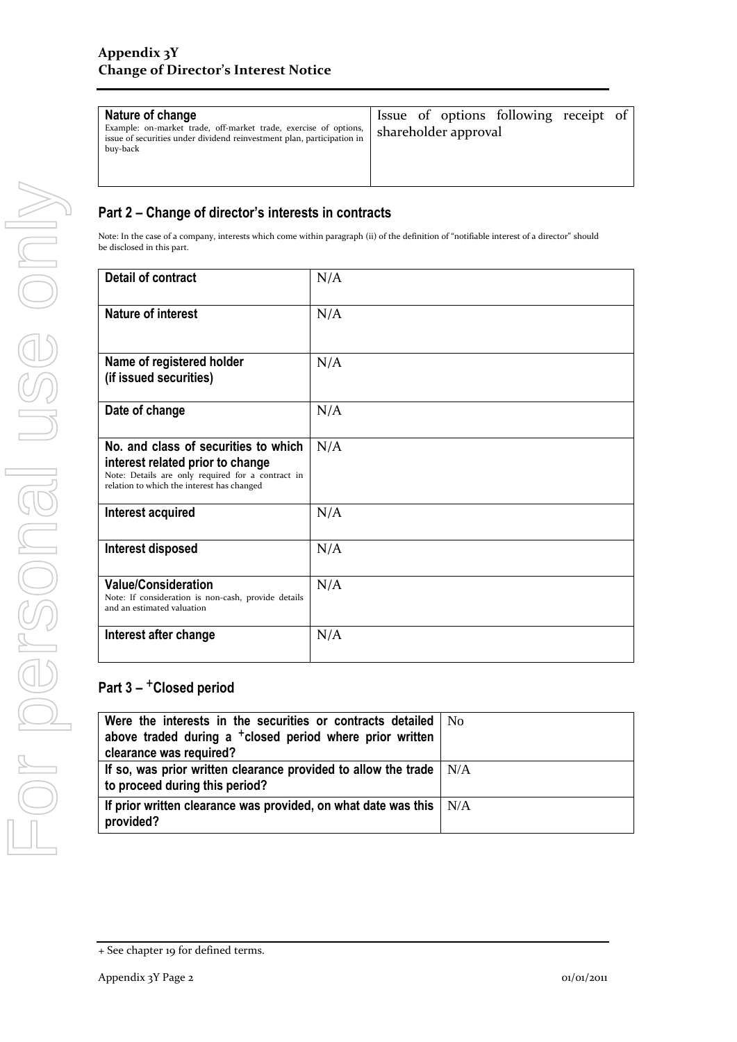| | |
|---|---|
| **Nature of change**<br>Example: on-market trade, off-market trade, exercise of options, issue of securities under dividend reinvestment plan, participation in buy-back | Issue of options following receipt of shareholder approval |

## Part 2 – Change of director's interests in contracts

Note: In the case of a company, interests which come within paragraph (ii) of the definition of "notifiable interest of a director" should be disclosed in this part.

| | |
|---|---|
| **Detail of contract** | N/A |
| **Nature of interest** | N/A |
| **Name of registered holder (if issued securities)** | N/A |
| **Date of change** | N/A |
| **No. and class of securities to which interest related prior to change**<br>Note: Details are only required for a contract in relation to which the interest has changed | N/A |
| **Interest acquired** | N/A |
| **Interest disposed** | N/A |
| **Value/Consideration**<br>Note: If consideration is non-cash, provide details and an estimated valuation | N/A |
| **Interest after change** | N/A |

## Part 3 – +Closed period

| | |
|---|---|
| **Were the interests in the securities or contracts detailed above traded during a +closed period where prior written clearance was required?** | No |
| **If so, was prior written clearance provided to allow the trade to proceed during this period?** | N/A |
| **If prior written clearance was provided, on what date was this provided?** | N/A |

+ See chapter 19 for defined terms.